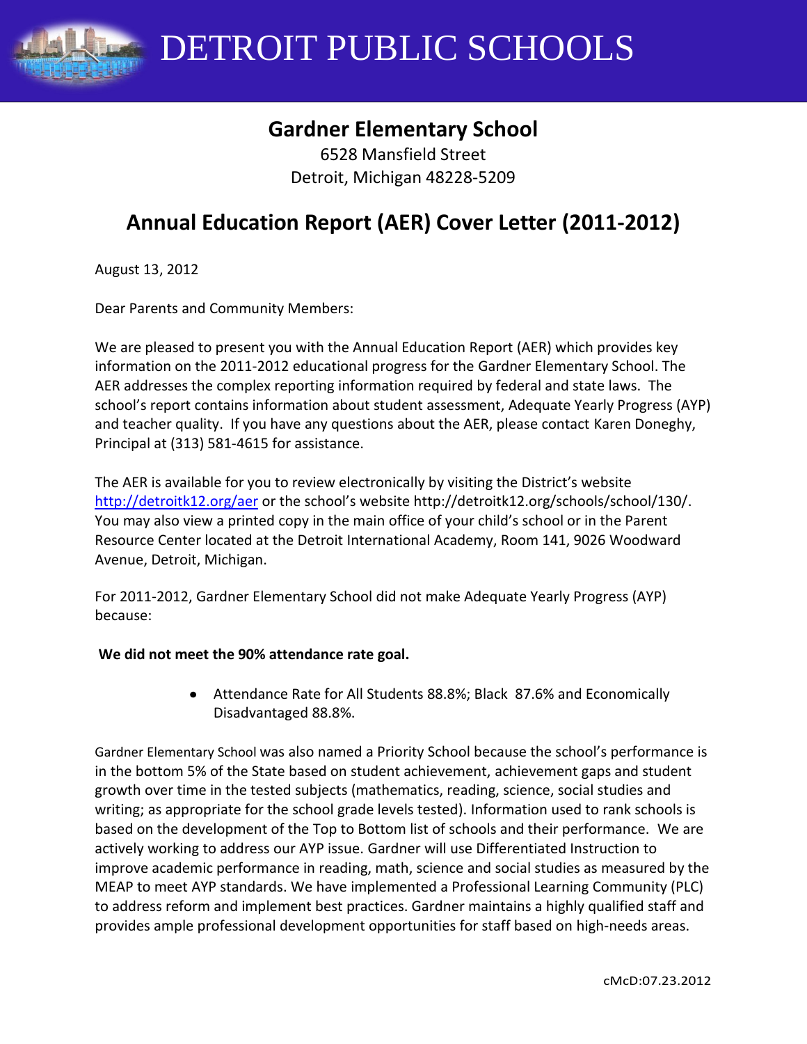# DETROIT PUBLIC SCHOOLS

## Gardner Elementary School

6528 Mansfield Street
Detroit, Michigan 48228-5209

## Annual Education Report (AER) Cover Letter (2011-2012)

August 13, 2012

Dear Parents and Community Members:

We are pleased to present you with the Annual Education Report (AER) which provides key information on the 2011-2012 educational progress for the Gardner Elementary School. The AER addresses the complex reporting information required by federal and state laws. The school's report contains information about student assessment, Adequate Yearly Progress (AYP) and teacher quality. If you have any questions about the AER, please contact Karen Doneghy, Principal at (313) 581-4615 for assistance.

The AER is available for you to review electronically by visiting the District's website http://detroitk12.org/aer or the school's website http://detroitk12.org/schools/school/130/. You may also view a printed copy in the main office of your child's school or in the Parent Resource Center located at the Detroit International Academy, Room 141, 9026 Woodward Avenue, Detroit, Michigan.

For 2011-2012, Gardner Elementary School did not make Adequate Yearly Progress (AYP) because:

**We did not meet the 90% attendance rate goal.**

- Attendance Rate for All Students 88.8%; Black 87.6% and Economically Disadvantaged 88.8%.

Gardner Elementary School was also named a Priority School because the school's performance is in the bottom 5% of the State based on student achievement, achievement gaps and student growth over time in the tested subjects (mathematics, reading, science, social studies and writing; as appropriate for the school grade levels tested). Information used to rank schools is based on the development of the Top to Bottom list of schools and their performance. We are actively working to address our AYP issue. Gardner will use Differentiated Instruction to improve academic performance in reading, math, science and social studies as measured by the MEAP to meet AYP standards. We have implemented a Professional Learning Community (PLC) to address reform and implement best practices. Gardner maintains a highly qualified staff and provides ample professional development opportunities for staff based on high-needs areas.

cMcD:07.23.2012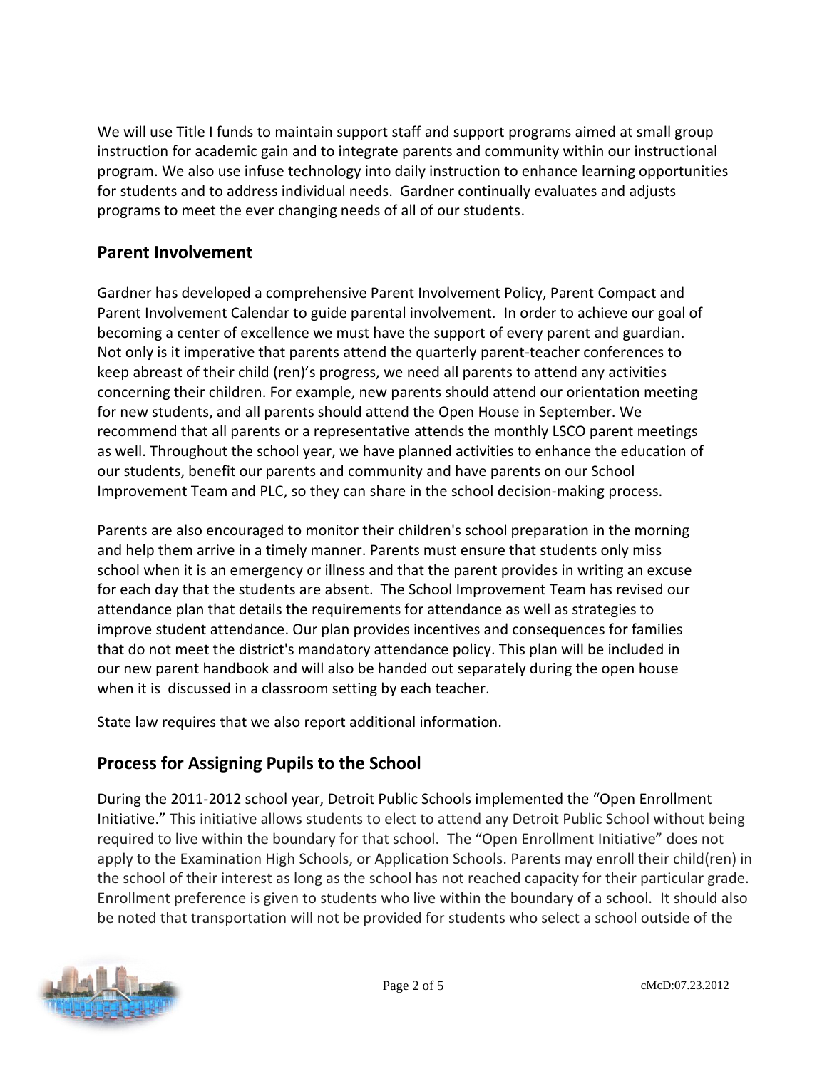We will use Title I funds to maintain support staff and support programs aimed at small group instruction for academic gain and to integrate parents and community within our instructional program. We also use infuse technology into daily instruction to enhance learning opportunities for students and to address individual needs. Gardner continually evaluates and adjusts programs to meet the ever changing needs of all of our students.

## Parent Involvement

Gardner has developed a comprehensive Parent Involvement Policy, Parent Compact and Parent Involvement Calendar to guide parental involvement. In order to achieve our goal of becoming a center of excellence we must have the support of every parent and guardian. Not only is it imperative that parents attend the quarterly parent-teacher conferences to keep abreast of their child (ren)'s progress, we need all parents to attend any activities concerning their children. For example, new parents should attend our orientation meeting for new students, and all parents should attend the Open House in September. We recommend that all parents or a representative attends the monthly LSCO parent meetings as well. Throughout the school year, we have planned activities to enhance the education of our students, benefit our parents and community and have parents on our School Improvement Team and PLC, so they can share in the school decision-making process.

Parents are also encouraged to monitor their children's school preparation in the morning and help them arrive in a timely manner. Parents must ensure that students only miss school when it is an emergency or illness and that the parent provides in writing an excuse for each day that the students are absent. The School Improvement Team has revised our attendance plan that details the requirements for attendance as well as strategies to improve student attendance. Our plan provides incentives and consequences for families that do not meet the district's mandatory attendance policy. This plan will be included in our new parent handbook and will also be handed out separately during the open house when it is discussed in a classroom setting by each teacher.

State law requires that we also report additional information.

## Process for Assigning Pupils to the School

During the 2011-2012 school year, Detroit Public Schools implemented the "Open Enrollment Initiative." This initiative allows students to elect to attend any Detroit Public School without being required to live within the boundary for that school. The "Open Enrollment Initiative" does not apply to the Examination High Schools, or Application Schools. Parents may enroll their child(ren) in the school of their interest as long as the school has not reached capacity for their particular grade. Enrollment preference is given to students who live within the boundary of a school. It should also be noted that transportation will not be provided for students who select a school outside of the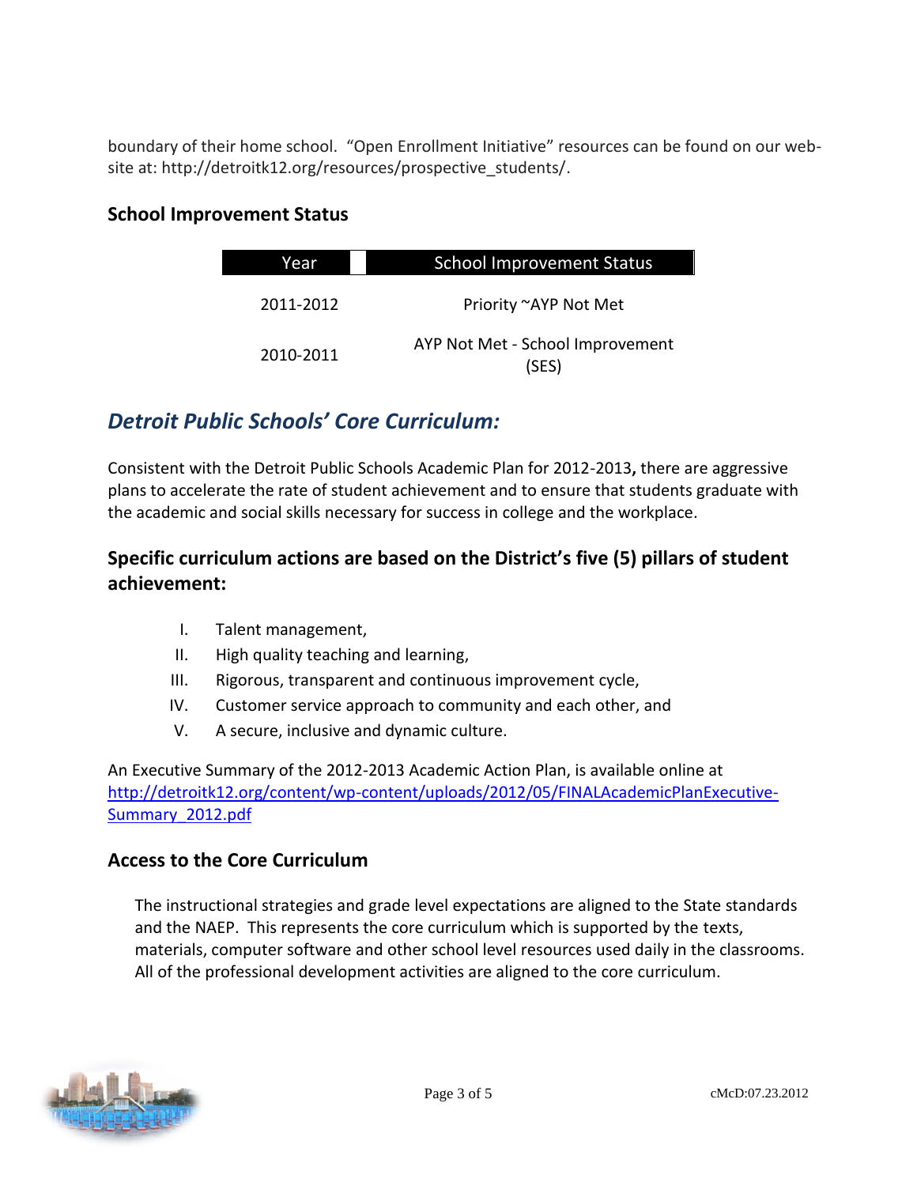boundary of their home school. “Open Enrollment Initiative” resources can be found on our web-site at: http://detroitk12.org/resources/prospective_students/.

### School Improvement Status

| Year | School Improvement Status |
|---|---|
| 2011-2012 | Priority ~AYP Not Met |
| 2010-2011 | AYP Not Met - School Improvement (SES) |

## *Detroit Public Schools’ Core Curriculum:*

Consistent with the Detroit Public Schools Academic Plan for 2012-2013**,** there are aggressive plans to accelerate the rate of student achievement and to ensure that students graduate with the academic and social skills necessary for success in college and the workplace.

### Specific curriculum actions are based on the District’s five (5) pillars of student achievement:

I. Talent management,
II. High quality teaching and learning,
III. Rigorous, transparent and continuous improvement cycle,
IV. Customer service approach to community and each other, and
V. A secure, inclusive and dynamic culture.

An Executive Summary of the 2012-2013 Academic Action Plan, is available online at http://detroitk12.org/content/wp-content/uploads/2012/05/FINALAcademicPlanExecutive-Summary_2012.pdf

### Access to the Core Curriculum

The instructional strategies and grade level expectations are aligned to the State standards and the NAEP. This represents the core curriculum which is supported by the texts, materials, computer software and other school level resources used daily in the classrooms. All of the professional development activities are aligned to the core curriculum.

cMcD:07.23.2012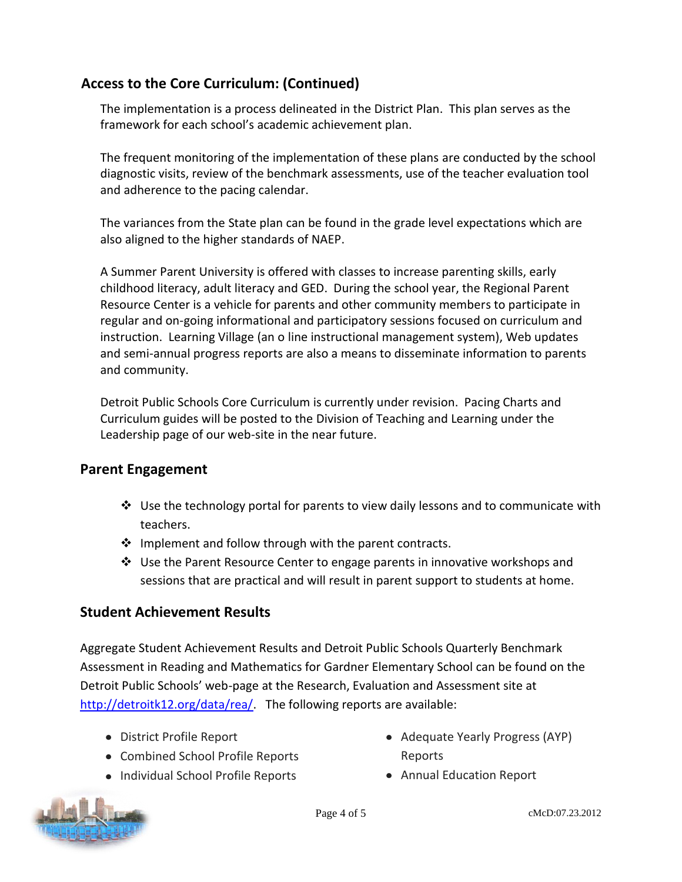## Access to the Core Curriculum: (Continued)

The implementation is a process delineated in the District Plan. This plan serves as the framework for each school's academic achievement plan.

The frequent monitoring of the implementation of these plans are conducted by the school diagnostic visits, review of the benchmark assessments, use of the teacher evaluation tool and adherence to the pacing calendar.

The variances from the State plan can be found in the grade level expectations which are also aligned to the higher standards of NAEP.

A Summer Parent University is offered with classes to increase parenting skills, early childhood literacy, adult literacy and GED. During the school year, the Regional Parent Resource Center is a vehicle for parents and other community members to participate in regular and on-going informational and participatory sessions focused on curriculum and instruction. Learning Village (an o line instructional management system), Web updates and semi-annual progress reports are also a means to disseminate information to parents and community.

Detroit Public Schools Core Curriculum is currently under revision. Pacing Charts and Curriculum guides will be posted to the Division of Teaching and Learning under the Leadership page of our web-site in the near future.

## Parent Engagement

- Use the technology portal for parents to view daily lessons and to communicate with teachers.
- Implement and follow through with the parent contracts.
- Use the Parent Resource Center to engage parents in innovative workshops and sessions that are practical and will result in parent support to students at home.

## Student Achievement Results

Aggregate Student Achievement Results and Detroit Public Schools Quarterly Benchmark Assessment in Reading and Mathematics for Gardner Elementary School can be found on the Detroit Public Schools' web-page at the Research, Evaluation and Assessment site at http://detroitk12.org/data/rea/. The following reports are available:

- District Profile Report
- Combined School Profile Reports
- Individual School Profile Reports
- Adequate Yearly Progress (AYP) Reports
- Annual Education Report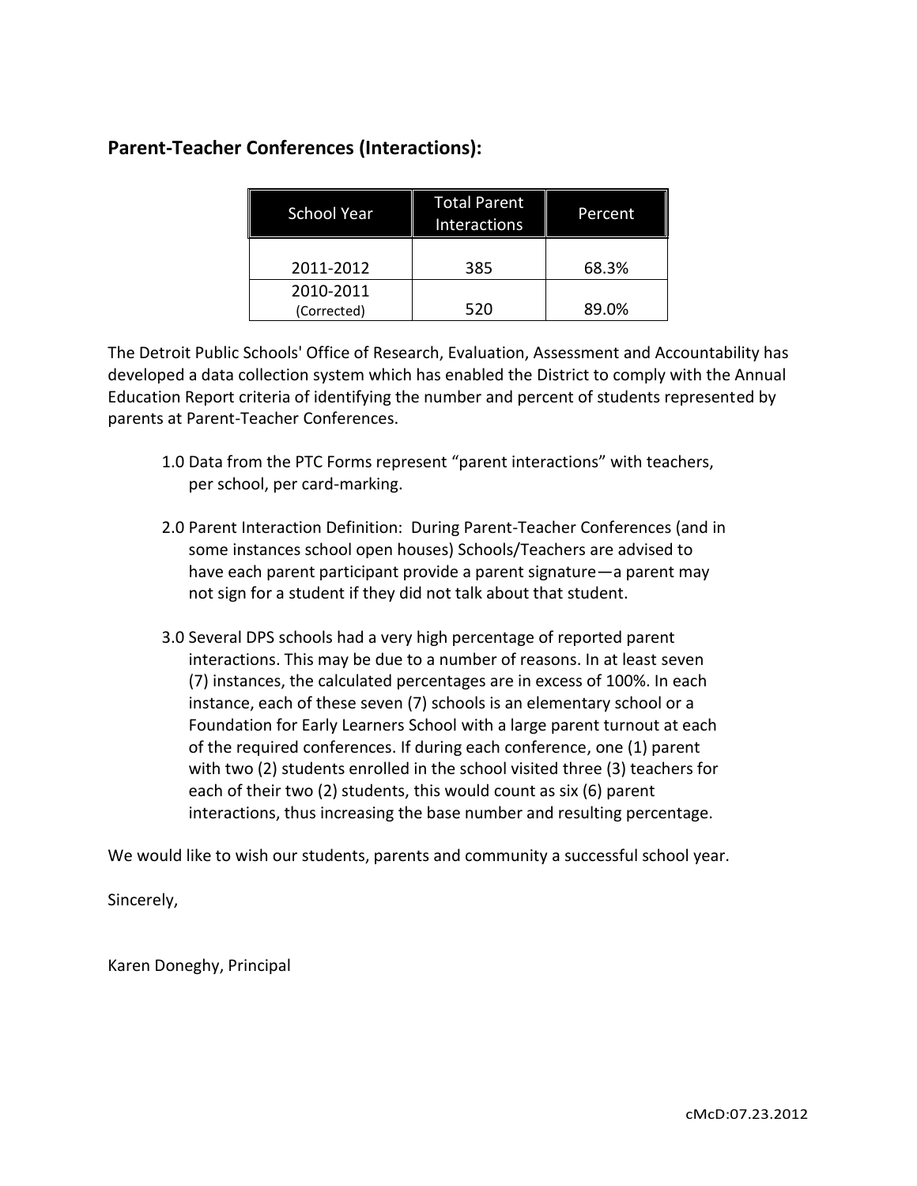## Parent-Teacher Conferences (Interactions):

| School Year | Total Parent Interactions | Percent |
|---|---|---|
| 2011-2012 | 385 | 68.3% |
| 2010-2011 (Corrected) | 520 | 89.0% |

The Detroit Public Schools' Office of Research, Evaluation, Assessment and Accountability has developed a data collection system which has enabled the District to comply with the Annual Education Report criteria of identifying the number and percent of students represented by parents at Parent-Teacher Conferences.

1.0 Data from the PTC Forms represent "parent interactions" with teachers, per school, per card-marking.

2.0 Parent Interaction Definition: During Parent-Teacher Conferences (and in some instances school open houses) Schools/Teachers are advised to have each parent participant provide a parent signature—a parent may not sign for a student if they did not talk about that student.

3.0 Several DPS schools had a very high percentage of reported parent interactions. This may be due to a number of reasons. In at least seven (7) instances, the calculated percentages are in excess of 100%. In each instance, each of these seven (7) schools is an elementary school or a Foundation for Early Learners School with a large parent turnout at each of the required conferences. If during each conference, one (1) parent with two (2) students enrolled in the school visited three (3) teachers for each of their two (2) students, this would count as six (6) parent interactions, thus increasing the base number and resulting percentage.

We would like to wish our students, parents and community a successful school year.

Sincerely,

Karen Doneghy, Principal

cMcD:07.23.2012